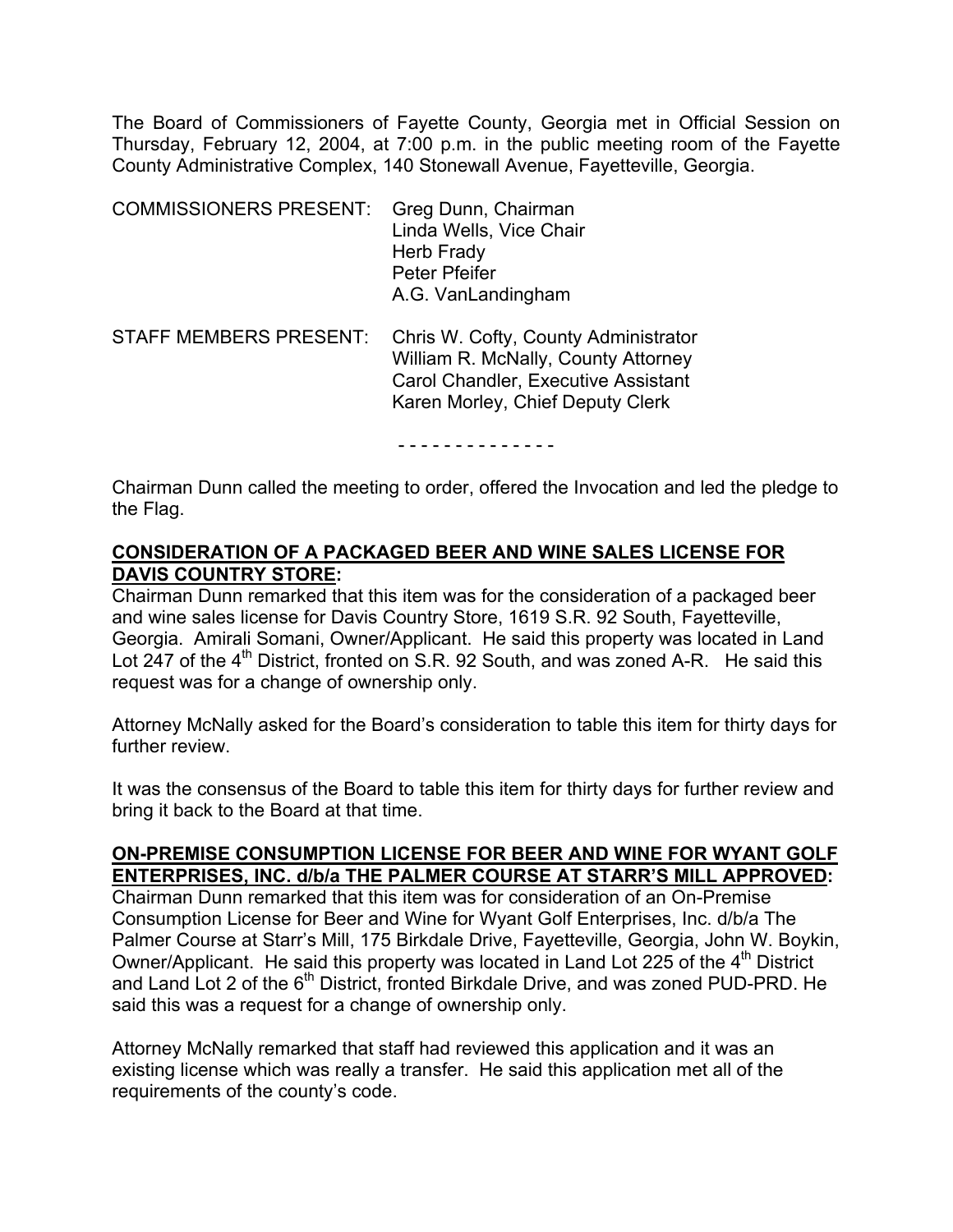The Board of Commissioners of Fayette County, Georgia met in Official Session on Thursday, February 12, 2004, at 7:00 p.m. in the public meeting room of the Fayette County Administrative Complex, 140 Stonewall Avenue, Fayetteville, Georgia.

| | |
|---|---|
| COMMISSIONERS PRESENT: | Greg Dunn, Chairman<br>Linda Wells, Vice Chair<br>Herb Frady<br>Peter Pfeifer<br>A.G. VanLandingham |
| STAFF MEMBERS PRESENT: | Chris W. Cofty, County Administrator<br>William R. McNally, County Attorney<br>Carol Chandler, Executive Assistant<br>Karen Morley, Chief Deputy Clerk |

\- - - - - - - - - - - - - -

Chairman Dunn called the meeting to order, offered the Invocation and led the pledge to the Flag.

**CONSIDERATION OF A PACKAGED BEER AND WINE SALES LICENSE FOR DAVIS COUNTRY STORE:**

Chairman Dunn remarked that this item was for the consideration of a packaged beer and wine sales license for Davis Country Store, 1619 S.R. 92 South, Fayetteville, Georgia. Amirali Somani, Owner/Applicant. He said this property was located in Land Lot 247 of the 4th District, fronted on S.R. 92 South, and was zoned A-R. He said this request was for a change of ownership only.

Attorney McNally asked for the Board's consideration to table this item for thirty days for further review.

It was the consensus of the Board to table this item for thirty days for further review and bring it back to the Board at that time.

**ON-PREMISE CONSUMPTION LICENSE FOR BEER AND WINE FOR WYANT GOLF ENTERPRISES, INC. d/b/a THE PALMER COURSE AT STARR'S MILL APPROVED:**

Chairman Dunn remarked that this item was for consideration of an On-Premise Consumption License for Beer and Wine for Wyant Golf Enterprises, Inc. d/b/a The Palmer Course at Starr's Mill, 175 Birkdale Drive, Fayetteville, Georgia, John W. Boykin, Owner/Applicant. He said this property was located in Land Lot 225 of the 4th District and Land Lot 2 of the 6th District, fronted Birkdale Drive, and was zoned PUD-PRD. He said this was a request for a change of ownership only.

Attorney McNally remarked that staff had reviewed this application and it was an existing license which was really a transfer. He said this application met all of the requirements of the county's code.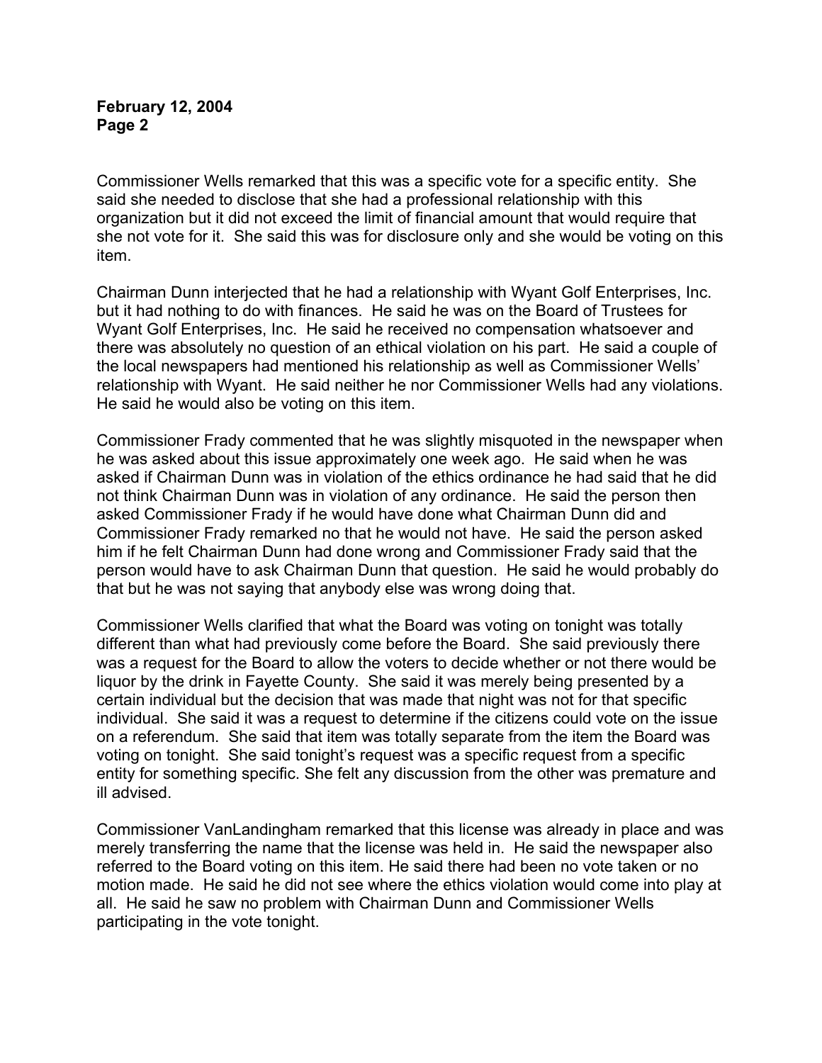Commissioner Wells remarked that this was a specific vote for a specific entity. She said she needed to disclose that she had a professional relationship with this organization but it did not exceed the limit of financial amount that would require that she not vote for it. She said this was for disclosure only and she would be voting on this item.

Chairman Dunn interjected that he had a relationship with Wyant Golf Enterprises, Inc. but it had nothing to do with finances. He said he was on the Board of Trustees for Wyant Golf Enterprises, Inc. He said he received no compensation whatsoever and there was absolutely no question of an ethical violation on his part. He said a couple of the local newspapers had mentioned his relationship as well as Commissioner Wells' relationship with Wyant. He said neither he nor Commissioner Wells had any violations. He said he would also be voting on this item.

Commissioner Frady commented that he was slightly misquoted in the newspaper when he was asked about this issue approximately one week ago. He said when he was asked if Chairman Dunn was in violation of the ethics ordinance he had said that he did not think Chairman Dunn was in violation of any ordinance. He said the person then asked Commissioner Frady if he would have done what Chairman Dunn did and Commissioner Frady remarked no that he would not have. He said the person asked him if he felt Chairman Dunn had done wrong and Commissioner Frady said that the person would have to ask Chairman Dunn that question. He said he would probably do that but he was not saying that anybody else was wrong doing that.

Commissioner Wells clarified that what the Board was voting on tonight was totally different than what had previously come before the Board. She said previously there was a request for the Board to allow the voters to decide whether or not there would be liquor by the drink in Fayette County. She said it was merely being presented by a certain individual but the decision that was made that night was not for that specific individual. She said it was a request to determine if the citizens could vote on the issue on a referendum. She said that item was totally separate from the item the Board was voting on tonight. She said tonight's request was a specific request from a specific entity for something specific. She felt any discussion from the other was premature and ill advised.

Commissioner VanLandingham remarked that this license was already in place and was merely transferring the name that the license was held in. He said the newspaper also referred to the Board voting on this item. He said there had been no vote taken or no motion made. He said he did not see where the ethics violation would come into play at all. He said he saw no problem with Chairman Dunn and Commissioner Wells participating in the vote tonight.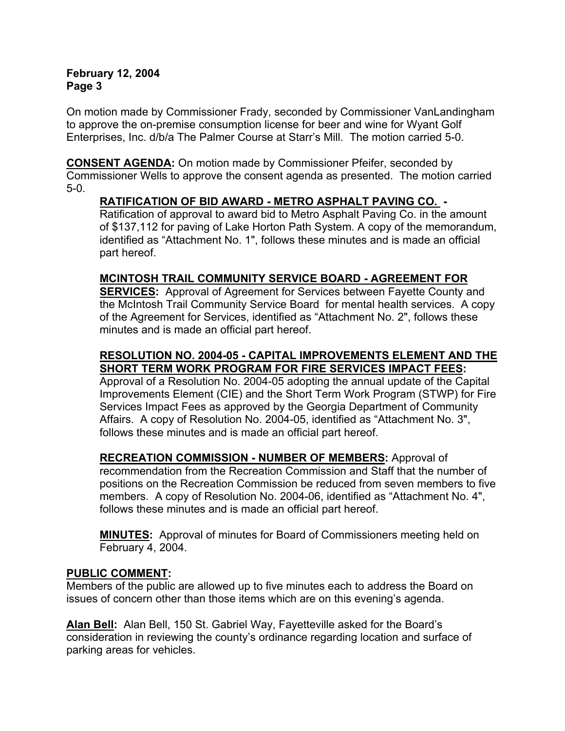On motion made by Commissioner Frady, seconded by Commissioner VanLandingham to approve the on-premise consumption license for beer and wine for Wyant Golf Enterprises, Inc. d/b/a The Palmer Course at Starr's Mill. The motion carried 5-0.

**CONSENT AGENDA:** On motion made by Commissioner Pfeifer, seconded by Commissioner Wells to approve the consent agenda as presented. The motion carried 5-0.

**RATIFICATION OF BID AWARD - METRO ASPHALT PAVING CO. -** Ratification of approval to award bid to Metro Asphalt Paving Co. in the amount of $137,112 for paving of Lake Horton Path System. A copy of the memorandum, identified as "Attachment No. 1", follows these minutes and is made an official part hereof.

**MCINTOSH TRAIL COMMUNITY SERVICE BOARD - AGREEMENT FOR SERVICES:** Approval of Agreement for Services between Fayette County and the McIntosh Trail Community Service Board for mental health services. A copy of the Agreement for Services, identified as "Attachment No. 2", follows these minutes and is made an official part hereof.

**RESOLUTION NO. 2004-05 - CAPITAL IMPROVEMENTS ELEMENT AND THE SHORT TERM WORK PROGRAM FOR FIRE SERVICES IMPACT FEES:** Approval of a Resolution No. 2004-05 adopting the annual update of the Capital Improvements Element (CIE) and the Short Term Work Program (STWP) for Fire Services Impact Fees as approved by the Georgia Department of Community Affairs. A copy of Resolution No. 2004-05, identified as "Attachment No. 3", follows these minutes and is made an official part hereof.

**RECREATION COMMISSION - NUMBER OF MEMBERS:** Approval of recommendation from the Recreation Commission and Staff that the number of positions on the Recreation Commission be reduced from seven members to five members. A copy of Resolution No. 2004-06, identified as "Attachment No. 4", follows these minutes and is made an official part hereof.

**MINUTES:** Approval of minutes for Board of Commissioners meeting held on February 4, 2004.

**PUBLIC COMMENT:**

Members of the public are allowed up to five minutes each to address the Board on issues of concern other than those items which are on this evening's agenda.

**Alan Bell:** Alan Bell, 150 St. Gabriel Way, Fayetteville asked for the Board's consideration in reviewing the county's ordinance regarding location and surface of parking areas for vehicles.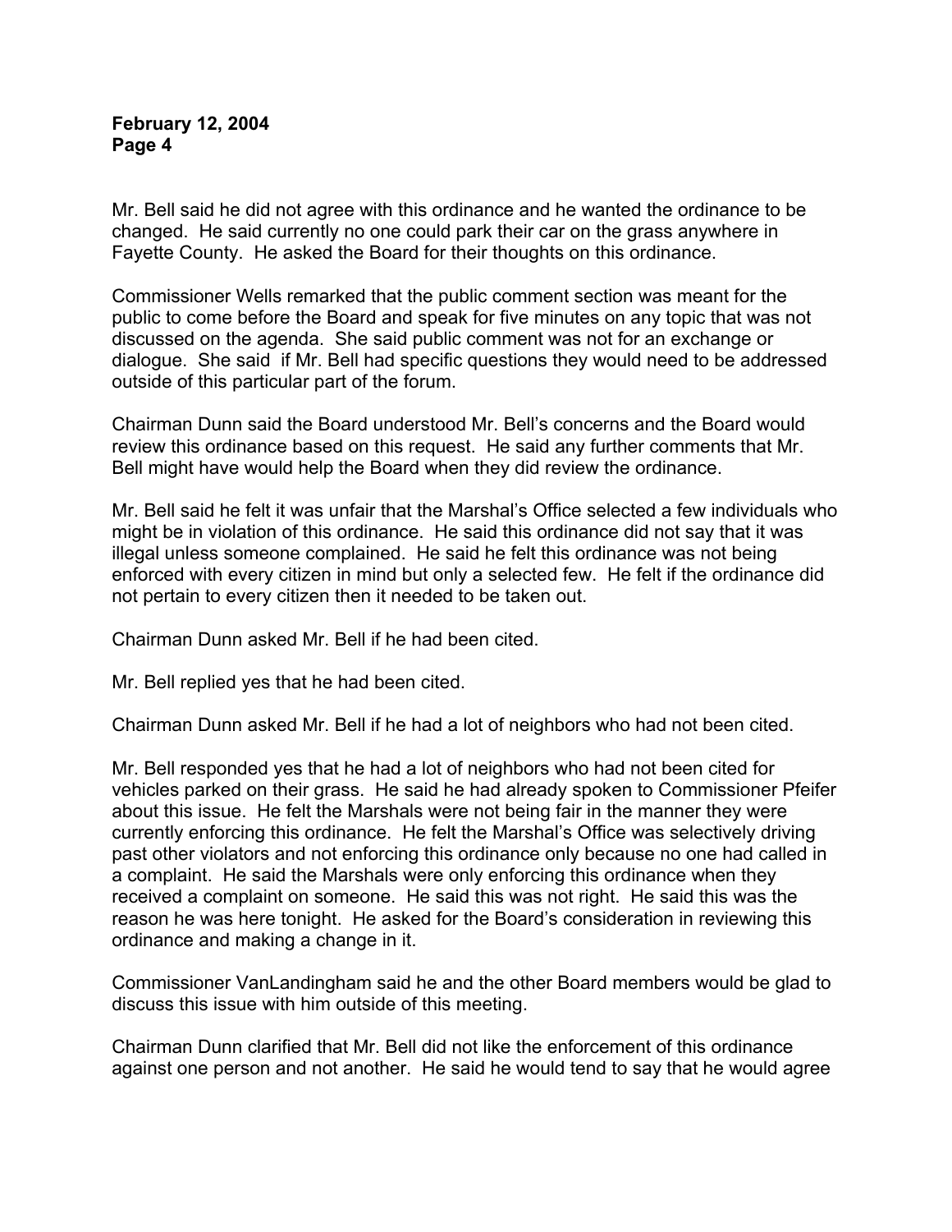Mr. Bell said he did not agree with this ordinance and he wanted the ordinance to be changed. He said currently no one could park their car on the grass anywhere in Fayette County. He asked the Board for their thoughts on this ordinance.

Commissioner Wells remarked that the public comment section was meant for the public to come before the Board and speak for five minutes on any topic that was not discussed on the agenda. She said public comment was not for an exchange or dialogue. She said if Mr. Bell had specific questions they would need to be addressed outside of this particular part of the forum.

Chairman Dunn said the Board understood Mr. Bell's concerns and the Board would review this ordinance based on this request. He said any further comments that Mr. Bell might have would help the Board when they did review the ordinance.

Mr. Bell said he felt it was unfair that the Marshal's Office selected a few individuals who might be in violation of this ordinance. He said this ordinance did not say that it was illegal unless someone complained. He said he felt this ordinance was not being enforced with every citizen in mind but only a selected few. He felt if the ordinance did not pertain to every citizen then it needed to be taken out.

Chairman Dunn asked Mr. Bell if he had been cited.

Mr. Bell replied yes that he had been cited.

Chairman Dunn asked Mr. Bell if he had a lot of neighbors who had not been cited.

Mr. Bell responded yes that he had a lot of neighbors who had not been cited for vehicles parked on their grass. He said he had already spoken to Commissioner Pfeifer about this issue. He felt the Marshals were not being fair in the manner they were currently enforcing this ordinance. He felt the Marshal's Office was selectively driving past other violators and not enforcing this ordinance only because no one had called in a complaint. He said the Marshals were only enforcing this ordinance when they received a complaint on someone. He said this was not right. He said this was the reason he was here tonight. He asked for the Board's consideration in reviewing this ordinance and making a change in it.

Commissioner VanLandingham said he and the other Board members would be glad to discuss this issue with him outside of this meeting.

Chairman Dunn clarified that Mr. Bell did not like the enforcement of this ordinance against one person and not another. He said he would tend to say that he would agree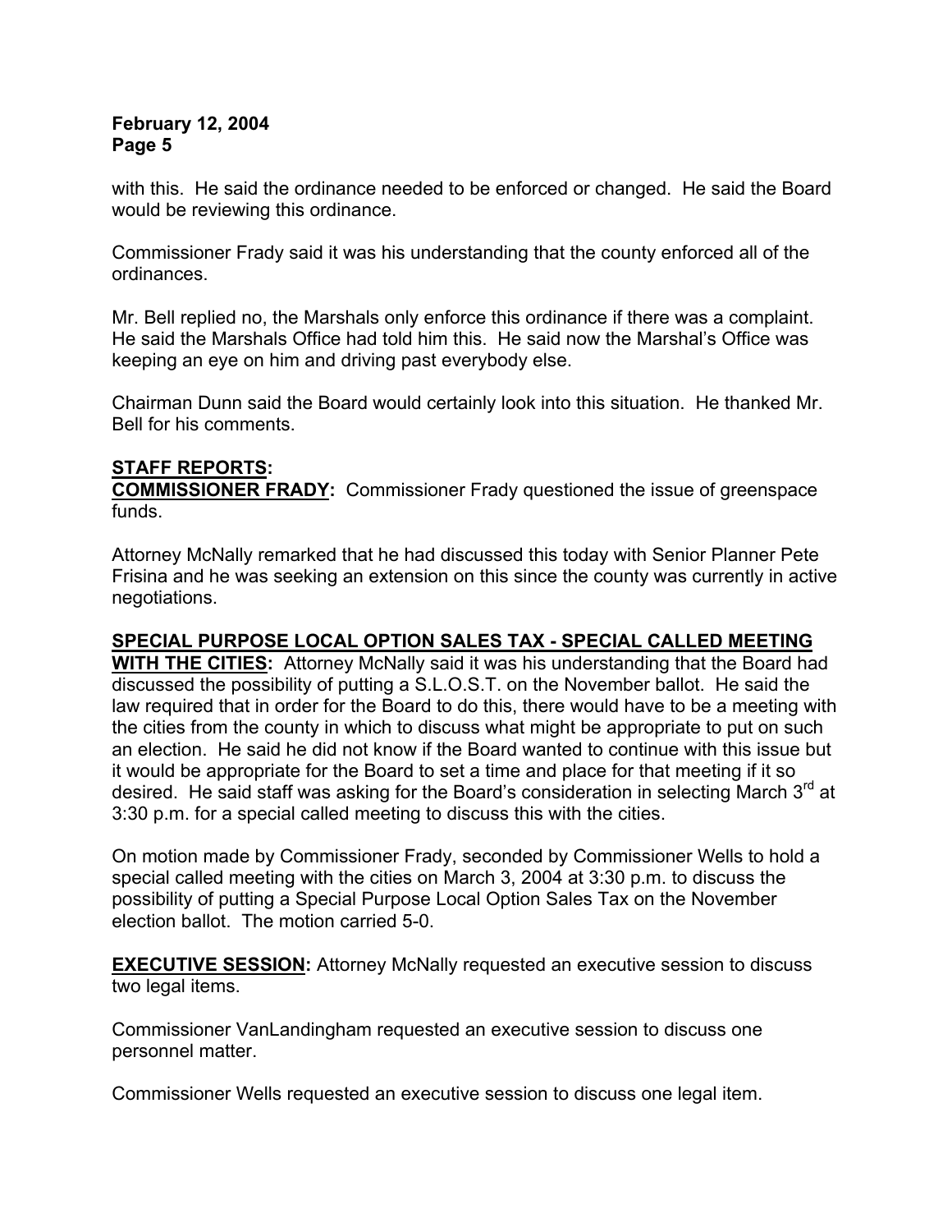with this. He said the ordinance needed to be enforced or changed. He said the Board would be reviewing this ordinance.

Commissioner Frady said it was his understanding that the county enforced all of the ordinances.

Mr. Bell replied no, the Marshals only enforce this ordinance if there was a complaint. He said the Marshals Office had told him this. He said now the Marshal's Office was keeping an eye on him and driving past everybody else.

Chairman Dunn said the Board would certainly look into this situation. He thanked Mr. Bell for his comments.

**STAFF REPORTS:**

**COMMISSIONER FRADY:** Commissioner Frady questioned the issue of greenspace funds.

Attorney McNally remarked that he had discussed this today with Senior Planner Pete Frisina and he was seeking an extension on this since the county was currently in active negotiations.

**SPECIAL PURPOSE LOCAL OPTION SALES TAX - SPECIAL CALLED MEETING WITH THE CITIES:** Attorney McNally said it was his understanding that the Board had discussed the possibility of putting a S.L.O.S.T. on the November ballot. He said the law required that in order for the Board to do this, there would have to be a meeting with the cities from the county in which to discuss what might be appropriate to put on such an election. He said he did not know if the Board wanted to continue with this issue but it would be appropriate for the Board to set a time and place for that meeting if it so desired. He said staff was asking for the Board's consideration in selecting March 3rd at 3:30 p.m. for a special called meeting to discuss this with the cities.

On motion made by Commissioner Frady, seconded by Commissioner Wells to hold a special called meeting with the cities on March 3, 2004 at 3:30 p.m. to discuss the possibility of putting a Special Purpose Local Option Sales Tax on the November election ballot. The motion carried 5-0.

**EXECUTIVE SESSION:** Attorney McNally requested an executive session to discuss two legal items.

Commissioner VanLandingham requested an executive session to discuss one personnel matter.

Commissioner Wells requested an executive session to discuss one legal item.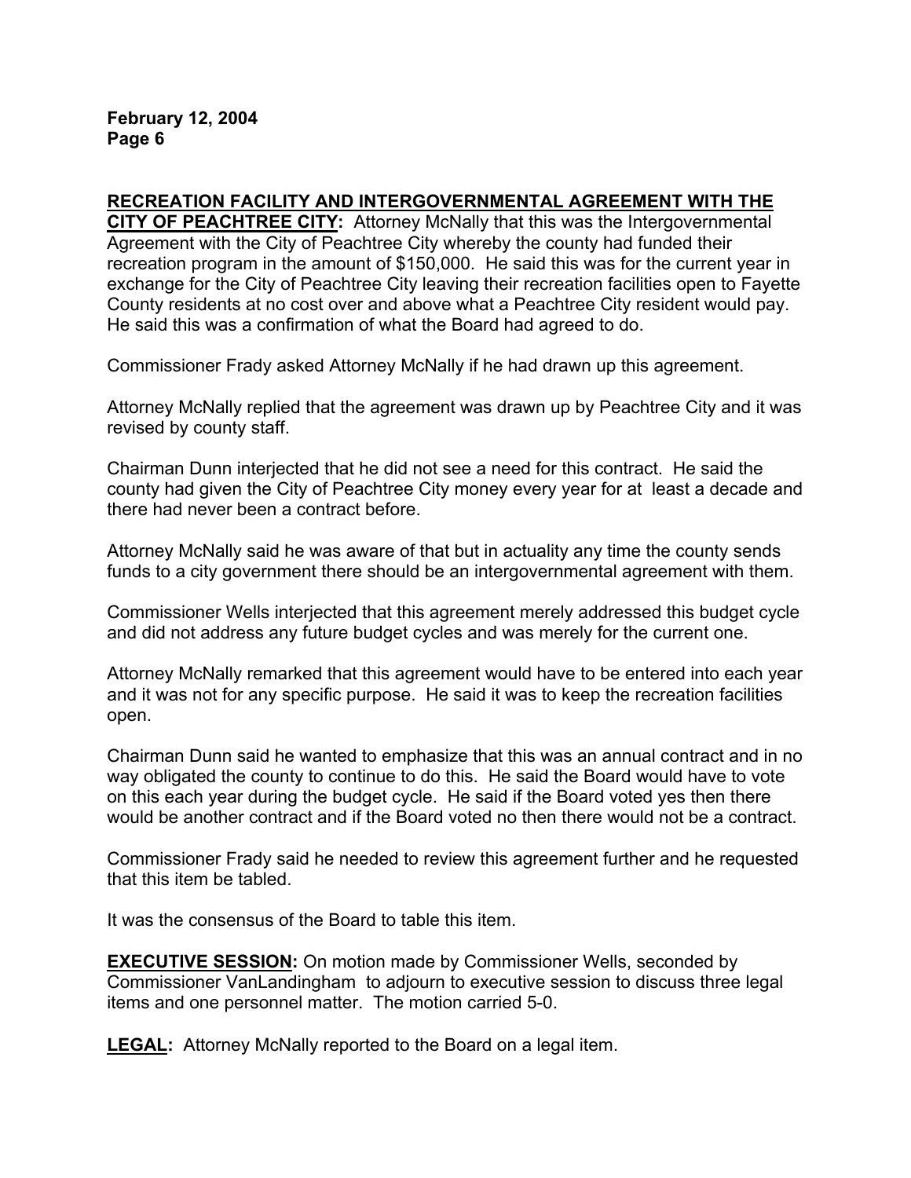**RECREATION FACILITY AND INTERGOVERNMENTAL AGREEMENT WITH THE CITY OF PEACHTREE CITY:** Attorney McNally that this was the Intergovernmental Agreement with the City of Peachtree City whereby the county had funded their recreation program in the amount of $150,000. He said this was for the current year in exchange for the City of Peachtree City leaving their recreation facilities open to Fayette County residents at no cost over and above what a Peachtree City resident would pay. He said this was a confirmation of what the Board had agreed to do.

Commissioner Frady asked Attorney McNally if he had drawn up this agreement.

Attorney McNally replied that the agreement was drawn up by Peachtree City and it was revised by county staff.

Chairman Dunn interjected that he did not see a need for this contract. He said the county had given the City of Peachtree City money every year for at least a decade and there had never been a contract before.

Attorney McNally said he was aware of that but in actuality any time the county sends funds to a city government there should be an intergovernmental agreement with them.

Commissioner Wells interjected that this agreement merely addressed this budget cycle and did not address any future budget cycles and was merely for the current one.

Attorney McNally remarked that this agreement would have to be entered into each year and it was not for any specific purpose. He said it was to keep the recreation facilities open.

Chairman Dunn said he wanted to emphasize that this was an annual contract and in no way obligated the county to continue to do this. He said the Board would have to vote on this each year during the budget cycle. He said if the Board voted yes then there would be another contract and if the Board voted no then there would not be a contract.

Commissioner Frady said he needed to review this agreement further and he requested that this item be tabled.

It was the consensus of the Board to table this item.

**EXECUTIVE SESSION:** On motion made by Commissioner Wells, seconded by Commissioner VanLandingham to adjourn to executive session to discuss three legal items and one personnel matter. The motion carried 5-0.

**LEGAL:** Attorney McNally reported to the Board on a legal item.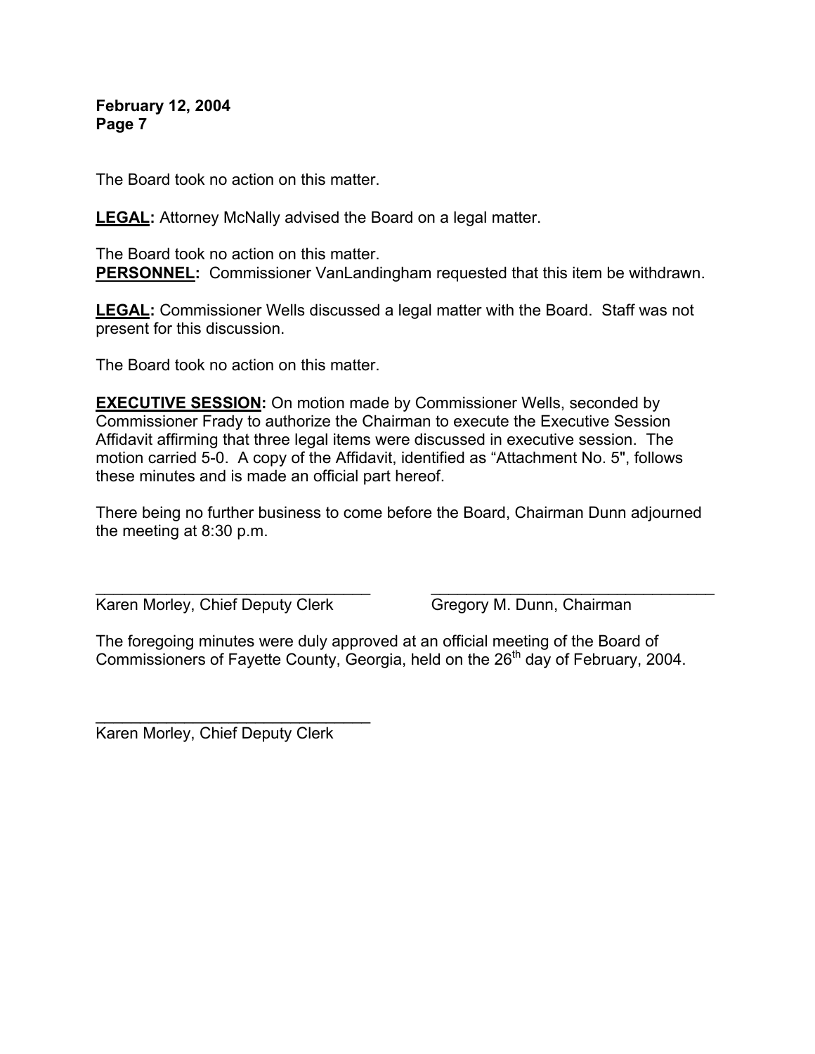The Board took no action on this matter.

**LEGAL:** Attorney McNally advised the Board on a legal matter.

The Board took no action on this matter.

**PERSONNEL:** Commissioner VanLandingham requested that this item be withdrawn.

**LEGAL:** Commissioner Wells discussed a legal matter with the Board. Staff was not present for this discussion.

The Board took no action on this matter.

**EXECUTIVE SESSION:** On motion made by Commissioner Wells, seconded by Commissioner Frady to authorize the Chairman to execute the Executive Session Affidavit affirming that three legal items were discussed in executive session. The motion carried 5-0. A copy of the Affidavit, identified as "Attachment No. 5", follows these minutes and is made an official part hereof.

There being no further business to come before the Board, Chairman Dunn adjourned the meeting at 8:30 p.m.

\_\_\_\_\_\_\_\_\_\_\_\_\_\_\_\_\_\_\_\_\_\_\_\_\_\_\_\_\_\_\_\_
Karen Morley, Chief Deputy Clerk

\_\_\_\_\_\_\_\_\_\_\_\_\_\_\_\_\_\_\_\_\_\_\_\_\_\_\_\_\_\_\_\_
Gregory M. Dunn, Chairman

The foregoing minutes were duly approved at an official meeting of the Board of Commissioners of Fayette County, Georgia, held on the 26th day of February, 2004.

\_\_\_\_\_\_\_\_\_\_\_\_\_\_\_\_\_\_\_\_\_\_\_\_\_\_\_\_\_\_\_\_
Karen Morley, Chief Deputy Clerk